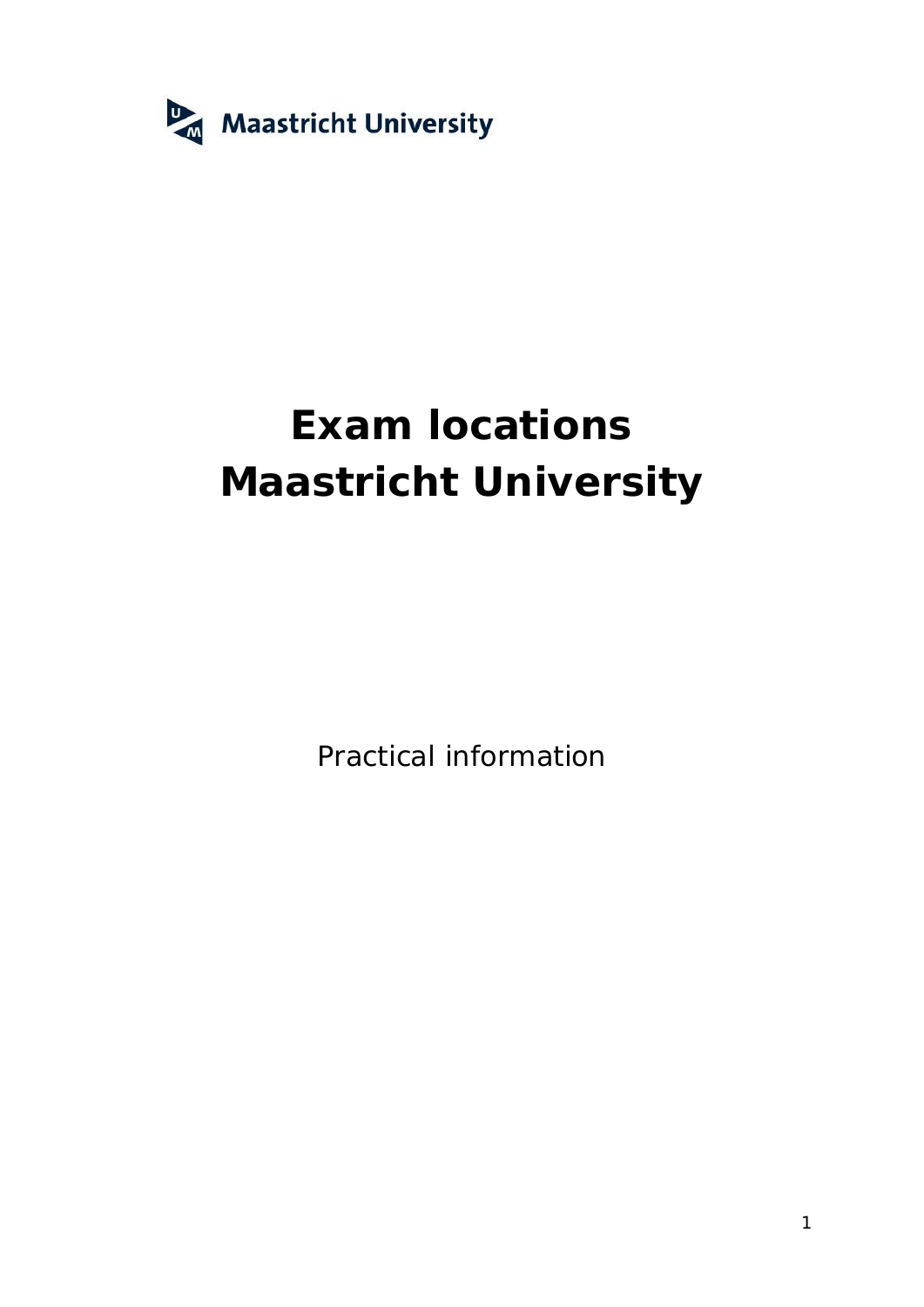Maastricht University

# Exam locations
# Maastricht University

Practical information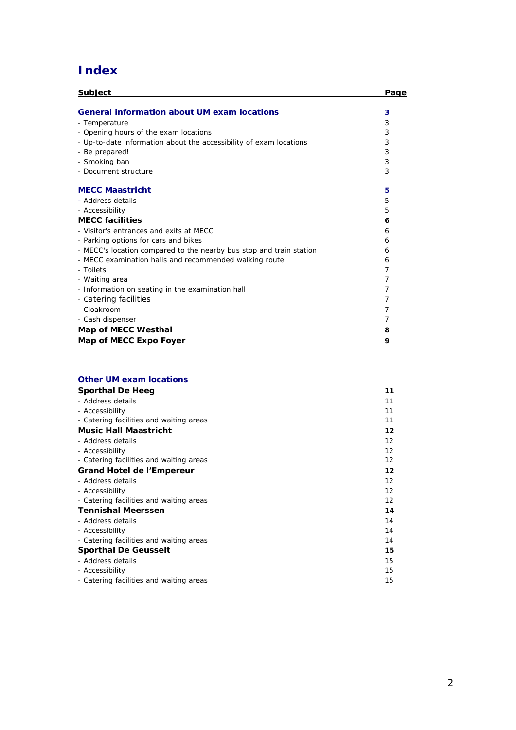# Index

| Subject | Page |
|---|---|
| **General information about UM exam locations** | **3** |
| - Temperature | 3 |
| - Opening hours of the exam locations | 3 |
| - Up-to-date information about the accessibility of exam locations | 3 |
| - Be prepared! | 3 |
| - Smoking ban | 3 |
| - Document structure | 3 |
| | |
| **MECC Maastricht** | **5** |
| - Address details | 5 |
| - Accessibility | 5 |
| **MECC facilities** | **6** |
| - Visitor's entrances and exits at MECC | 6 |
| - Parking options for cars and bikes | 6 |
| - MECC's location compared to the nearby bus stop and train station | 6 |
| - MECC examination halls and recommended walking route | 6 |
| - Toilets | 7 |
| - Waiting area | 7 |
| - Information on seating in the examination hall | 7 |
| - Catering facilities | 7 |
| - Cloakroom | 7 |
| - Cash dispenser | 7 |
| **Map of MECC Westhal** | **8** |
| **Map of MECC Expo Foyer** | **9** |
| | |
| **Other UM exam locations** | |
| **Sporthal De Heeg** | **11** |
| - Address details | 11 |
| - Accessibility | 11 |
| - Catering facilities and waiting areas | 11 |
| **Music Hall Maastricht** | **12** |
| - Address details | 12 |
| - Accessibility | 12 |
| - Catering facilities and waiting areas | 12 |
| **Grand Hotel de l'Empereur** | **12** |
| - Address details | 12 |
| - Accessibility | 12 |
| - Catering facilities and waiting areas | 12 |
| **Tennishal Meerssen** | **14** |
| - Address details | 14 |
| - Accessibility | 14 |
| - Catering facilities and waiting areas | 14 |
| **Sporthal De Geusselt** | **15** |
| - Address details | 15 |
| - Accessibility | 15 |
| - Catering facilities and waiting areas | 15 |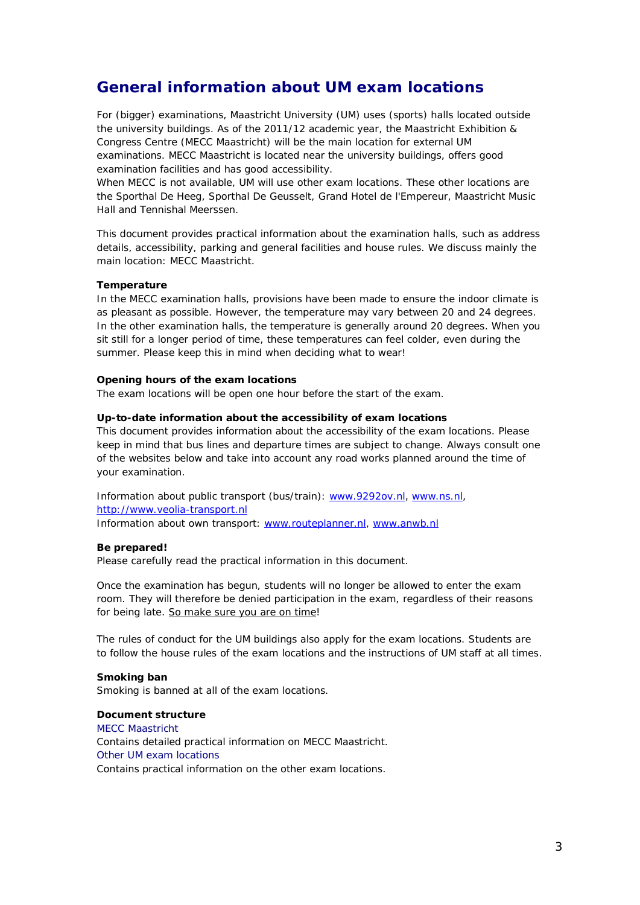# General information about UM exam locations

For (bigger) examinations, Maastricht University (UM) uses (sports) halls located outside the university buildings. As of the 2011/12 academic year, the Maastricht Exhibition & Congress Centre (MECC Maastricht) will be the main location for external UM examinations. MECC Maastricht is located near the university buildings, offers good examination facilities and has good accessibility.
When MECC is not available, UM will use other exam locations. These other locations are the Sporthal De Heeg, Sporthal De Geusselt, Grand Hotel de l'Empereur, Maastricht Music Hall and Tennishal Meerssen.

This document provides practical information about the examination halls, such as address details, accessibility, parking and general facilities and house rules. We discuss mainly the main location: MECC Maastricht.

**Temperature**
In the MECC examination halls, provisions have been made to ensure the indoor climate is as pleasant as possible. However, the temperature may vary between 20 and 24 degrees. In the other examination halls, the temperature is generally around 20 degrees. When you sit still for a longer period of time, these temperatures can feel colder, even during the summer. Please keep this in mind when deciding what to wear!

**Opening hours of the exam locations**
The exam locations will be open one hour before the start of the exam.

**Up-to-date information about the accessibility of exam locations**
This document provides information about the accessibility of the exam locations. Please keep in mind that bus lines and departure times are subject to change. Always consult one of the websites below and take into account any road works planned around the time of your examination.

Information about public transport (bus/train): [www.9292ov.nl](http://www.9292ov.nl), [www.ns.nl](http://www.ns.nl), [http://www.veolia-transport.nl](http://www.veolia-transport.nl)
Information about own transport: [www.routeplanner.nl](http://www.routeplanner.nl), [www.anwb.nl](http://www.anwb.nl)

**Be prepared!**
Please carefully read the practical information in this document.

Once the examination has begun, students will no longer be allowed to enter the exam room. They will therefore be denied participation in the exam, regardless of their reasons for being late. <u>So make sure you are on time</u>!

The rules of conduct for the UM buildings also apply for the exam locations. Students are to follow the house rules of the exam locations and the instructions of UM staff at all times.

**Smoking ban**
Smoking is banned at all of the exam locations.

**Document structure**
MECC Maastricht
Contains detailed practical information on MECC Maastricht.
Other UM exam locations
Contains practical information on the other exam locations.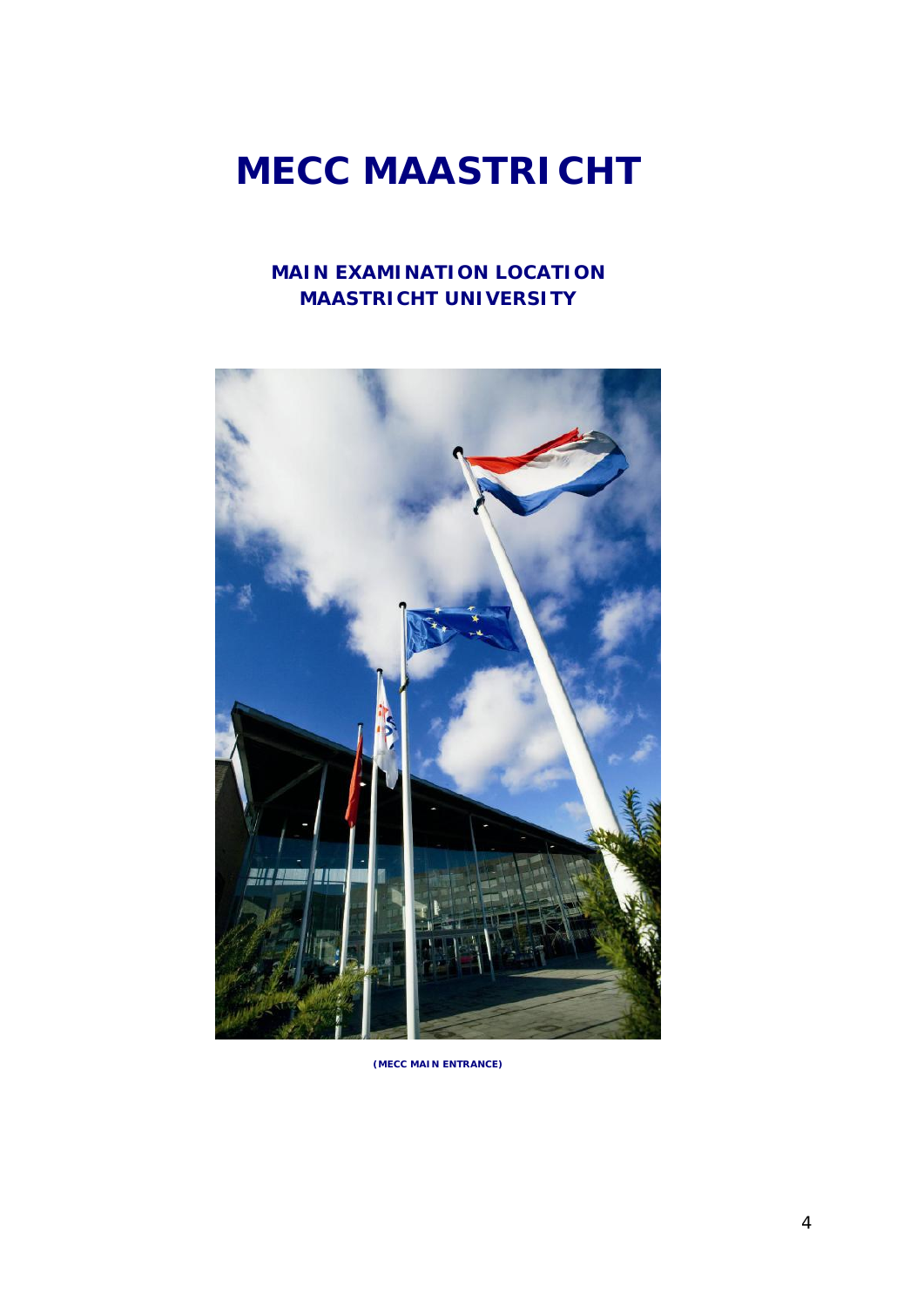# MECC MAASTRICHT

**MAIN EXAMINATION LOCATION**
**MAASTRICHT UNIVERSITY**

**(MECC MAIN ENTRANCE)**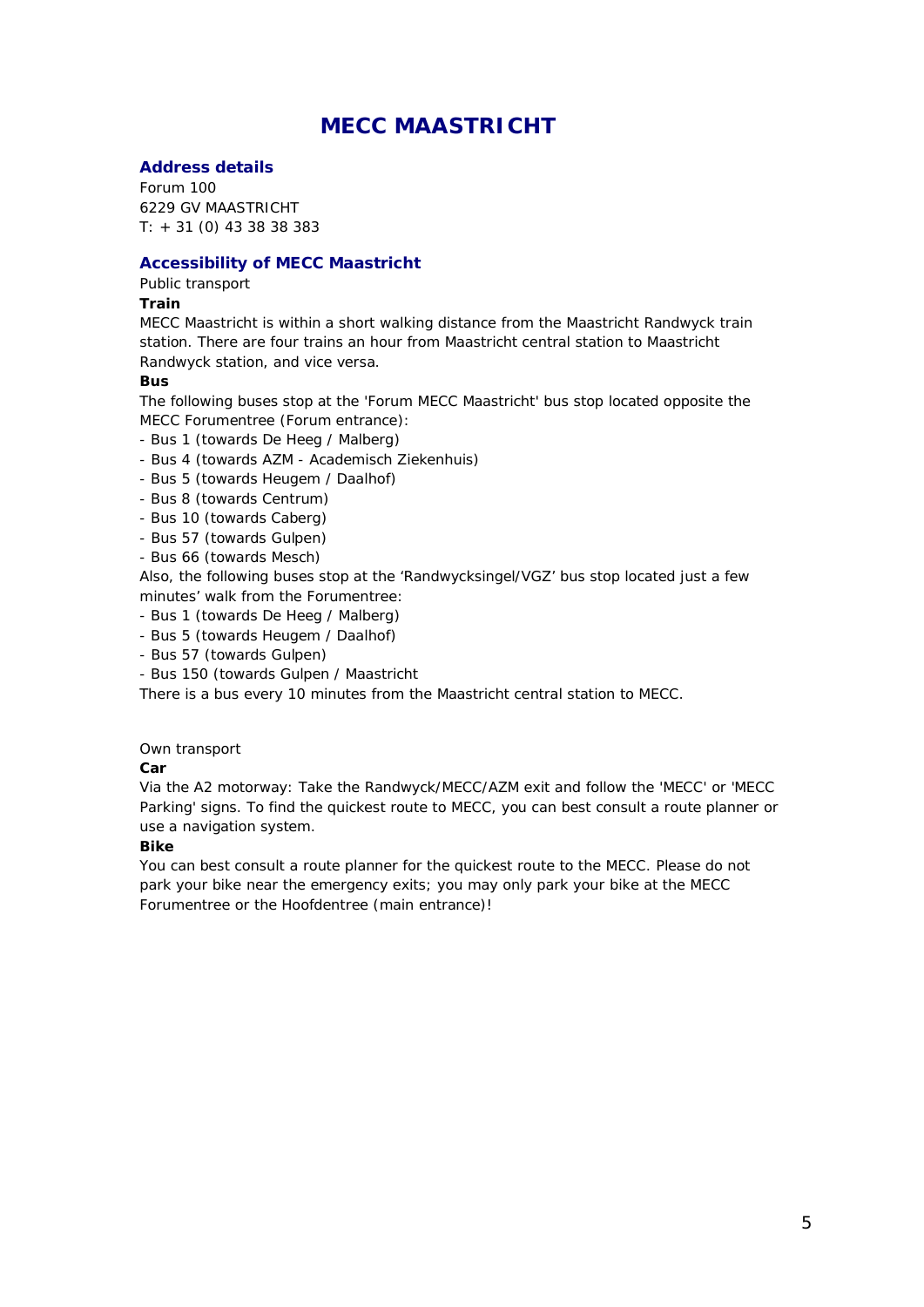# MECC MAASTRICHT

## Address details

Forum 100
6229 GV MAASTRICHT
T: + 31 (0) 43 38 38 383

## Accessibility of MECC Maastricht

Public transport

**Train**

MECC Maastricht is within a short walking distance from the Maastricht Randwyck train station. There are four trains an hour from Maastricht central station to Maastricht Randwyck station, and vice versa.

**Bus**

The following buses stop at the 'Forum MECC Maastricht' bus stop located opposite the MECC Forumentree (Forum entrance):

- Bus 1 (towards De Heeg / Malberg)
- Bus 4 (towards AZM - Academisch Ziekenhuis)
- Bus 5 (towards Heugem / Daalhof)
- Bus 8 (towards Centrum)
- Bus 10 (towards Caberg)
- Bus 57 (towards Gulpen)
- Bus 66 (towards Mesch)

Also, the following buses stop at the 'Randwycksingel/VGZ' bus stop located just a few minutes' walk from the Forumentree:

- Bus 1 (towards De Heeg / Malberg)
- Bus 5 (towards Heugem / Daalhof)
- Bus 57 (towards Gulpen)
- Bus 150 (towards Gulpen / Maastricht

There is a bus every 10 minutes from the Maastricht central station to MECC.

Own transport

**Car**

Via the A2 motorway: Take the Randwyck/MECC/AZM exit and follow the 'MECC' or 'MECC Parking' signs. To find the quickest route to MECC, you can best consult a route planner or use a navigation system.

**Bike**

You can best consult a route planner for the quickest route to the MECC. Please do not park your bike near the emergency exits; you may only park your bike at the MECC Forumentree or the Hoofdentree (main entrance)!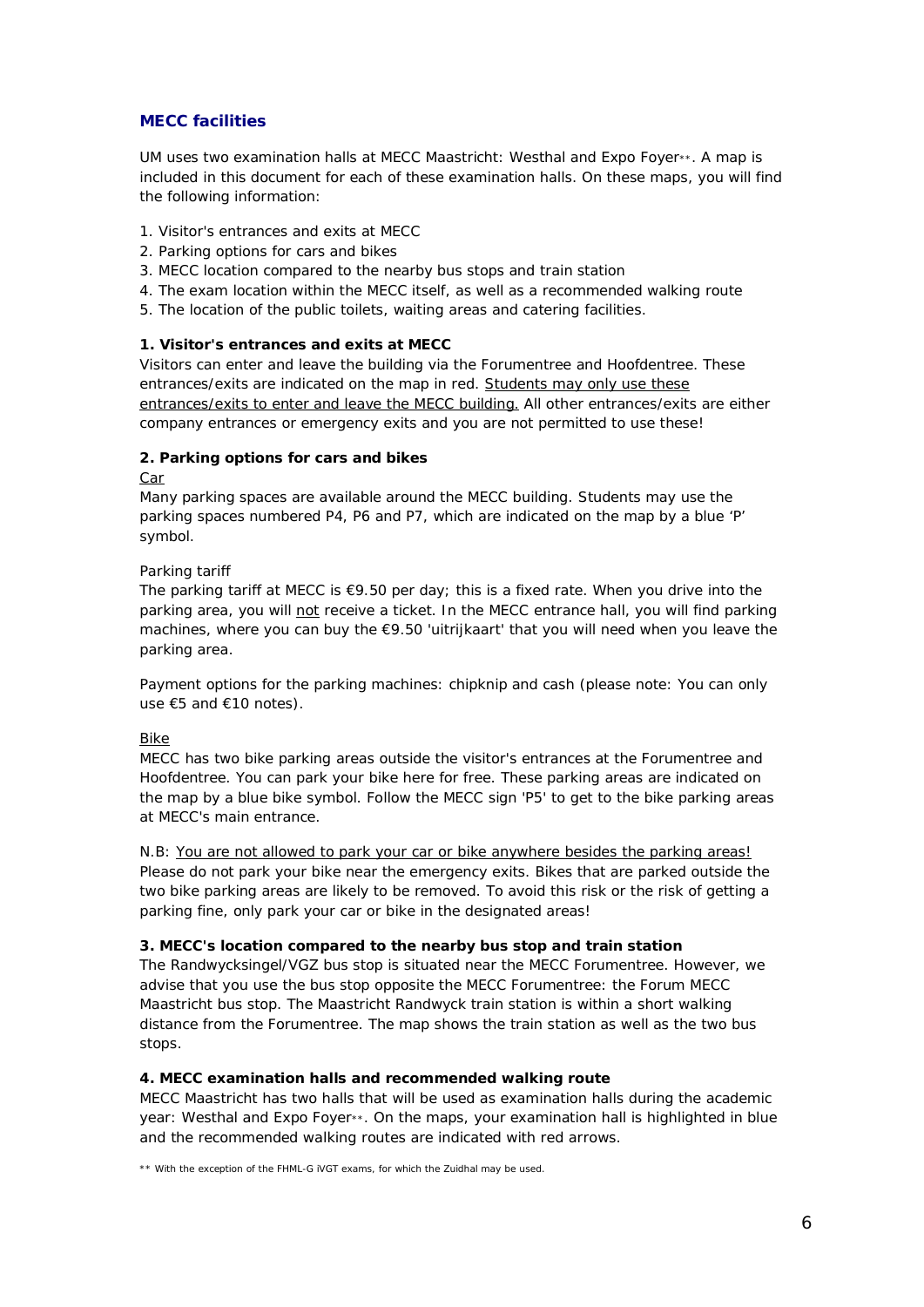## MECC facilities

UM uses two examination halls at MECC Maastricht: Westhal and Expo Foyer**. A map is included in this document for each of these examination halls. On these maps, you will find the following information:

1. Visitor's entrances and exits at MECC
2. Parking options for cars and bikes
3. MECC location compared to the nearby bus stops and train station
4. The exam location within the MECC itself, as well as a recommended walking route
5. The location of the public toilets, waiting areas and catering facilities.

### 1. Visitor's entrances and exits at MECC

Visitors can enter and leave the building via the Forumentree and Hoofdentree. These entrances/exits are indicated on the map in red. <u>Students may only use these entrances/exits to enter and leave the MECC building.</u> All other entrances/exits are either company entrances or emergency exits and you are not permitted to use these!

### 2. Parking options for cars and bikes

<u>Car</u>

Many parking spaces are available around the MECC building. Students may use the parking spaces numbered P4, P6 and P7, which are indicated on the map by a blue 'P' symbol.

Parking tariff

The parking tariff at MECC is €9.50 per day; this is a fixed rate. When you drive into the parking area, you will <u>not</u> receive a ticket. In the MECC entrance hall, you will find parking machines, where you can buy the €9.50 'uitrijkaart' that you will need when you leave the parking area.

Payment options for the parking machines: chipknip and cash (please note: You can only use €5 and €10 notes).

<u>Bike</u>

MECC has two bike parking areas outside the visitor's entrances at the Forumentree and Hoofdentree. You can park your bike here for free. These parking areas are indicated on the map by a blue bike symbol. Follow the MECC sign 'P5' to get to the bike parking areas at MECC's main entrance.

N.B: <u>You are not allowed to park your car or bike anywhere besides the parking areas!</u> Please do not park your bike near the emergency exits. Bikes that are parked outside the two bike parking areas are likely to be removed. To avoid this risk or the risk of getting a parking fine, only park your car or bike in the designated areas!

### 3. MECC's location compared to the nearby bus stop and train station

The Randwycksingel/VGZ bus stop is situated near the MECC Forumentree. However, we advise that you use the bus stop opposite the MECC Forumentree: the Forum MECC Maastricht bus stop. The Maastricht Randwyck train station is within a short walking distance from the Forumentree. The map shows the train station as well as the two bus stops.

### 4. MECC examination halls and recommended walking route

MECC Maastricht has two halls that will be used as examination halls during the academic year: Westhal and Expo Foyer**. On the maps, your examination hall is highlighted in blue and the recommended walking routes are indicated with red arrows.

** With the exception of the FHML-G iVGT exams, for which the Zuidhal may be used.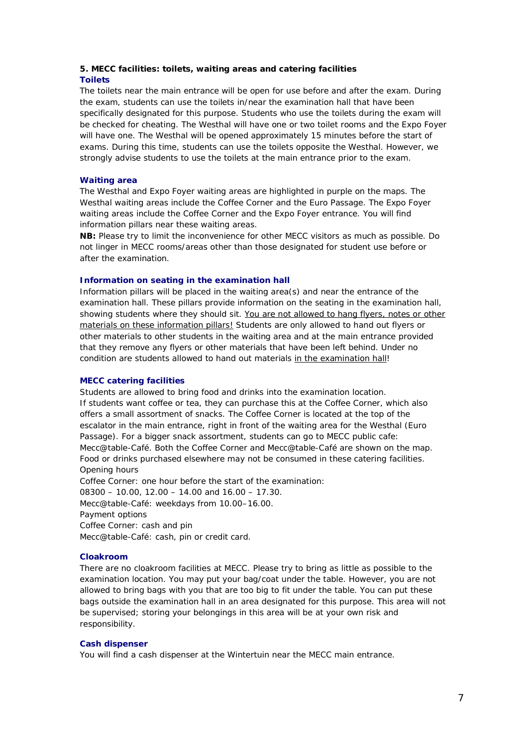## 5. MECC facilities: toilets, waiting areas and catering facilities

### Toilets

The toilets near the main entrance will be open for use before and after the exam. During the exam, students can use the toilets in/near the examination hall that have been specifically designated for this purpose. Students who use the toilets during the exam will be checked for cheating. The Westhal will have one or two toilet rooms and the Expo Foyer will have one. The Westhal will be opened approximately 15 minutes before the start of exams. During this time, students can use the toilets opposite the Westhal. However, we strongly advise students to use the toilets at the main entrance prior to the exam.

### Waiting area

The Westhal and Expo Foyer waiting areas are highlighted in purple on the maps. The Westhal waiting areas include the Coffee Corner and the Euro Passage. The Expo Foyer waiting areas include the Coffee Corner and the Expo Foyer entrance. You will find information pillars near these waiting areas.

**NB:** Please try to limit the inconvenience for other MECC visitors as much as possible. Do not linger in MECC rooms/areas other than those designated for student use before or after the examination.

### Information on seating in the examination hall

Information pillars will be placed in the waiting area(s) and near the entrance of the examination hall. These pillars provide information on the seating in the examination hall, showing students where they should sit. You are not allowed to hang flyers, notes or other materials on these information pillars! Students are only allowed to hand out flyers or other materials to other students in the waiting area and at the main entrance provided that they remove any flyers or other materials that have been left behind. Under no condition are students allowed to hand out materials in the examination hall!

### MECC catering facilities

Students are allowed to bring food and drinks into the examination location.
If students want coffee or tea, they can purchase this at the Coffee Corner, which also offers a small assortment of snacks. The Coffee Corner is located at the top of the escalator in the main entrance, right in front of the waiting area for the Westhal (Euro Passage). For a bigger snack assortment, students can go to MECC public cafe: Mecc@table-Café. Both the Coffee Corner and Mecc@table-Café are shown on the map. Food or drinks purchased elsewhere may not be consumed in these catering facilities.
Opening hours
Coffee Corner: one hour before the start of the examination:
08300 – 10.00, 12.00 – 14.00 and 16.00 – 17.30.
Mecc@table-Café: weekdays from 10.00–16.00.
Payment options
Coffee Corner: cash and pin
Mecc@table-Café: cash, pin or credit card.

### Cloakroom

There are no cloakroom facilities at MECC. Please try to bring as little as possible to the examination location. You may put your bag/coat under the table. However, you are not allowed to bring bags with you that are too big to fit under the table. You can put these bags outside the examination hall in an area designated for this purpose. This area will not be supervised; storing your belongings in this area will be at your own risk and responsibility.

### Cash dispenser

You will find a cash dispenser at the Wintertuin near the MECC main entrance.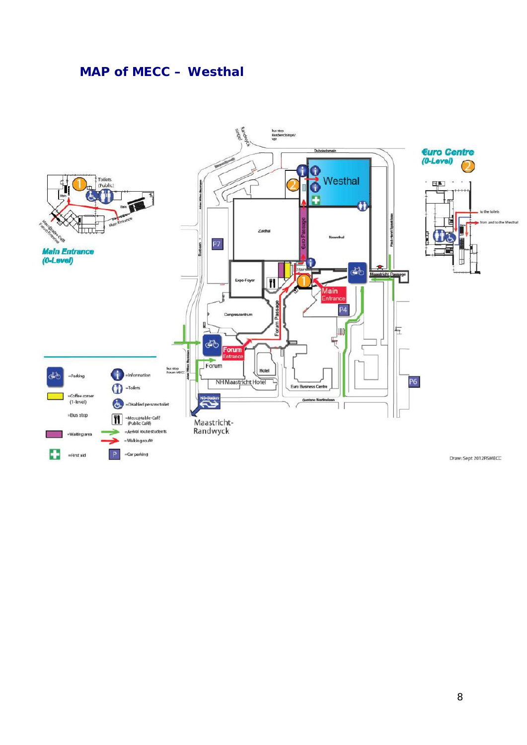## MAP of MECC – Westhal

**Main Entrance (0-Level)**

**€uro Centre (0-Level)**

Legend:

- = Parking
- = Coffee corner (1-level)
- = Bus stop
- = Waiting area
- = First aid
- = Information
- = Toilets
- = Disabled persons toilet
- = Mecc@table-Café (Public Café)
- = Arrival route students
- = Walking route
- = Car parking

Draw: Sept 2012RSMECC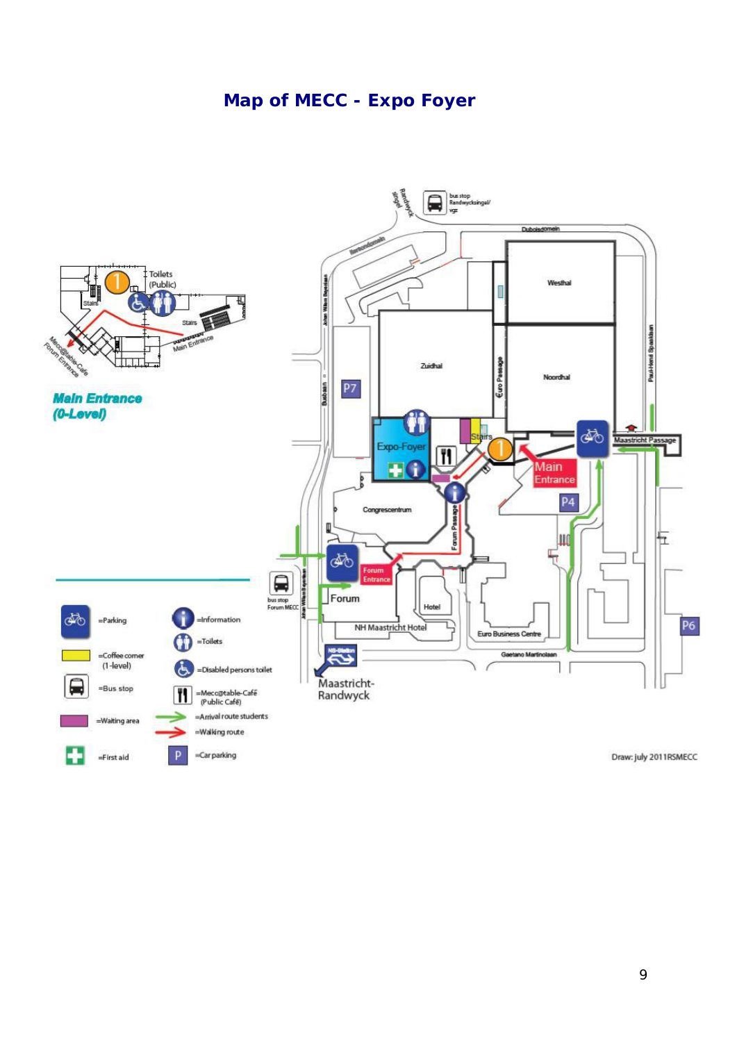# Map of MECC - Expo Foyer

Toilets (Public)

Stairs

Stairs

Main Entrance

Meca@table-Café

Forum Entrance

**Main Entrance (0-Level)**

Randwyck singel

bus stop Randwycksingel/ vgz

Duboisdomein

Westhal

Zuidhal

Noordhal

Euro Passage

P7

Expo-Foyer

Stairs

Main Entrance

Maastricht Passage

P4

Congrescentrum

Forum Passage

Forum Entrance

Forum

Hotel

NH Maastricht Hotel

Euro Business Centre

Gaetano Martinolaan

P6

bus stop Forum MECC

NS-Station

Maastricht-Randwyck

| Symbol | Meaning | Symbol | Meaning |
|---|---|---|---|
| | =Parking | | =Information |
| | | | =Toilets |
| | =Coffee corner (1-level) | | =Disabled persons toilet |
| | =Bus stop | | =Meca@table-Café (Public Café) |
| | =Waiting area | | =Arrival route students |
| | | | =Walking route |
| | =First aid | P | =Car parking |

Draw: july 2011RSMECC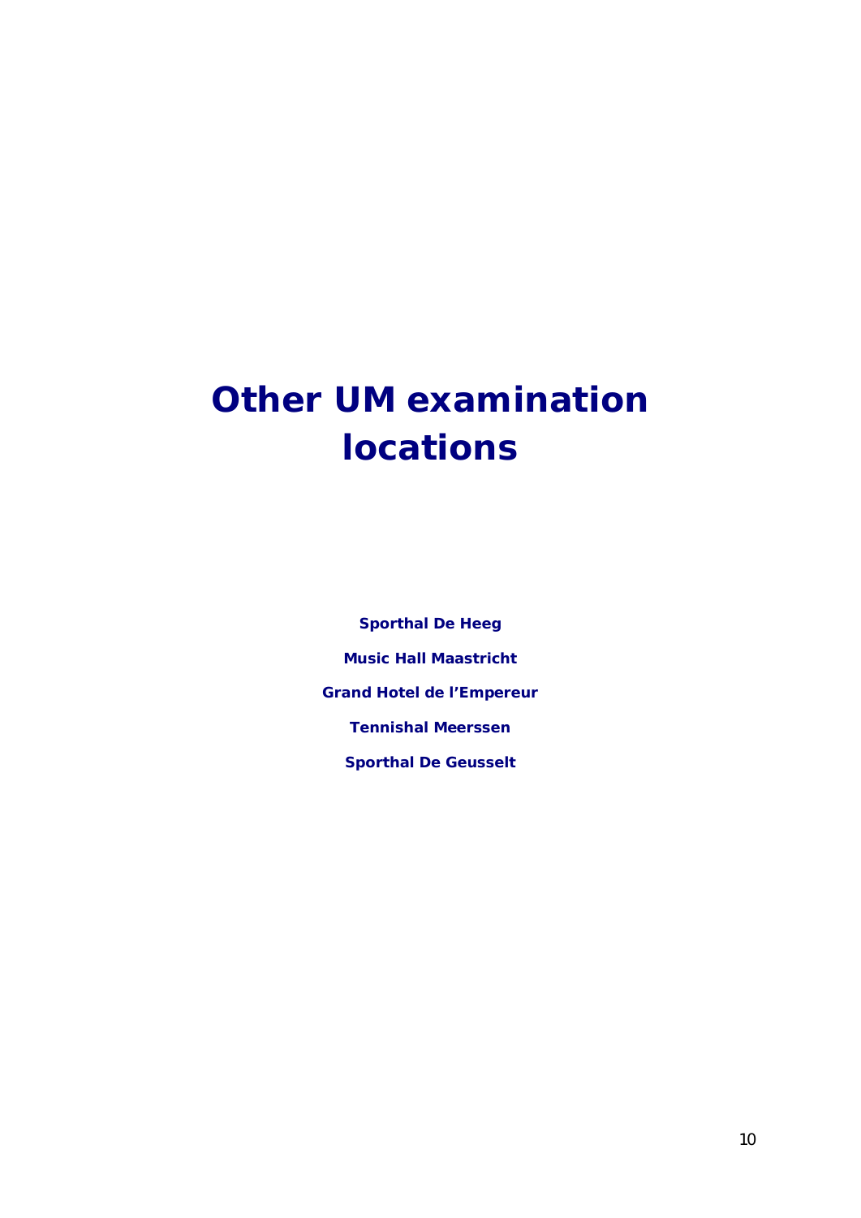# Other UM examination locations

**Sporthal De Heeg**

**Music Hall Maastricht**

**Grand Hotel de l'Empereur**

**Tennishal Meerssen**

**Sporthal De Geusselt**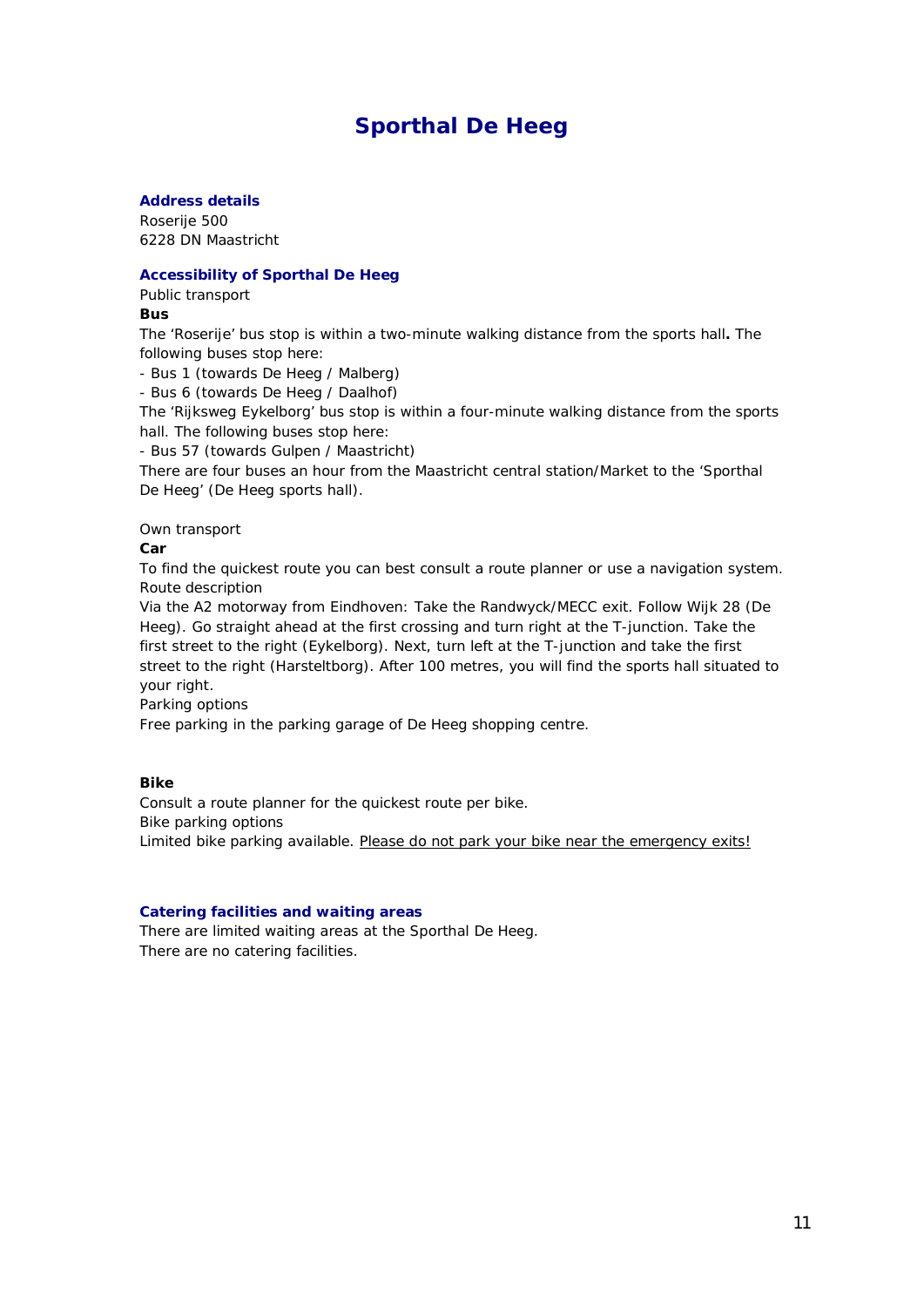# Sporthal De Heeg

### Address details

Roserije 500
6228 DN Maastricht

### Accessibility of Sporthal De Heeg

Public transport

**Bus**

The 'Roserije' bus stop is within a two-minute walking distance from the sports hall**.** The following buses stop here:

- Bus 1 (towards De Heeg / Malberg)
- Bus 6 (towards De Heeg / Daalhof)

The 'Rijksweg Eykelborg' bus stop is within a four-minute walking distance from the sports hall. The following buses stop here:

- Bus 57 (towards Gulpen / Maastricht)

There are four buses an hour from the Maastricht central station/Market to the 'Sporthal De Heeg' (De Heeg sports hall).

Own transport

**Car**

To find the quickest route you can best consult a route planner or use a navigation system.
Route description
Via the A2 motorway from Eindhoven: Take the Randwyck/MECC exit. Follow Wijk 28 (De Heeg). Go straight ahead at the first crossing and turn right at the T-junction. Take the first street to the right (Eykelborg). Next, turn left at the T-junction and take the first street to the right (Harsteltborg). After 100 metres, you will find the sports hall situated to your right.
Parking options
Free parking in the parking garage of De Heeg shopping centre.

**Bike**

Consult a route planner for the quickest route per bike.
Bike parking options
Limited bike parking available. <u>Please do not park your bike near the emergency exits!</u>

### Catering facilities and waiting areas

There are limited waiting areas at the Sporthal De Heeg.
There are no catering facilities.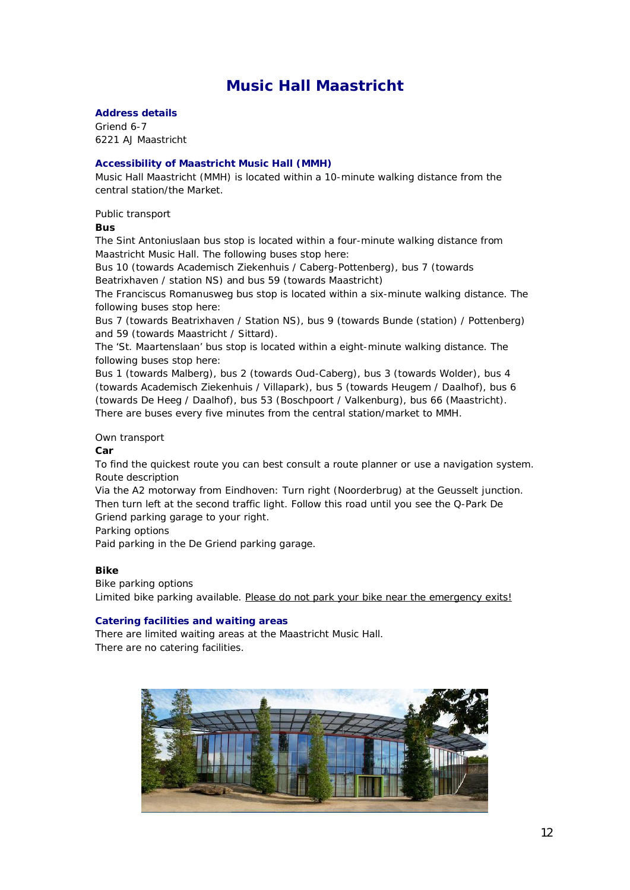# Music Hall Maastricht

### Address details

Griend 6-7
6221 AJ Maastricht

### Accessibility of Maastricht Music Hall (MMH)

Music Hall Maastricht (MMH) is located within a 10-minute walking distance from the central station/the Market.

Public transport

**Bus**

The Sint Antoniuslaan bus stop is located within a four-minute walking distance from Maastricht Music Hall. The following buses stop here:
Bus 10 (towards Academisch Ziekenhuis / Caberg-Pottenberg), bus 7 (towards Beatrixhaven / station NS) and bus 59 (towards Maastricht)
The Franciscus Romanusweg bus stop is located within a six-minute walking distance. The following buses stop here:
Bus 7 (towards Beatrixhaven / Station NS), bus 9 (towards Bunde (station) / Pottenberg) and 59 (towards Maastricht / Sittard).
The 'St. Maartenslaan' bus stop is located within a eight-minute walking distance. The following buses stop here:
Bus 1 (towards Malberg), bus 2 (towards Oud-Caberg), bus 3 (towards Wolder), bus 4 (towards Academisch Ziekenhuis / Villapark), bus 5 (towards Heugem / Daalhof), bus 6 (towards De Heeg / Daalhof), bus 53 (Boschpoort / Valkenburg), bus 66 (Maastricht).
There are buses every five minutes from the central station/market to MMH.

Own transport

**Car**

To find the quickest route you can best consult a route planner or use a navigation system.
Route description
Via the A2 motorway from Eindhoven: Turn right (Noorderbrug) at the Geusselt junction. Then turn left at the second traffic light. Follow this road until you see the Q-Park De Griend parking garage to your right.
Parking options
Paid parking in the De Griend parking garage.

**Bike**

Bike parking options
Limited bike parking available. Please do not park your bike near the emergency exits!

### Catering facilities and waiting areas

There are limited waiting areas at the Maastricht Music Hall.
There are no catering facilities.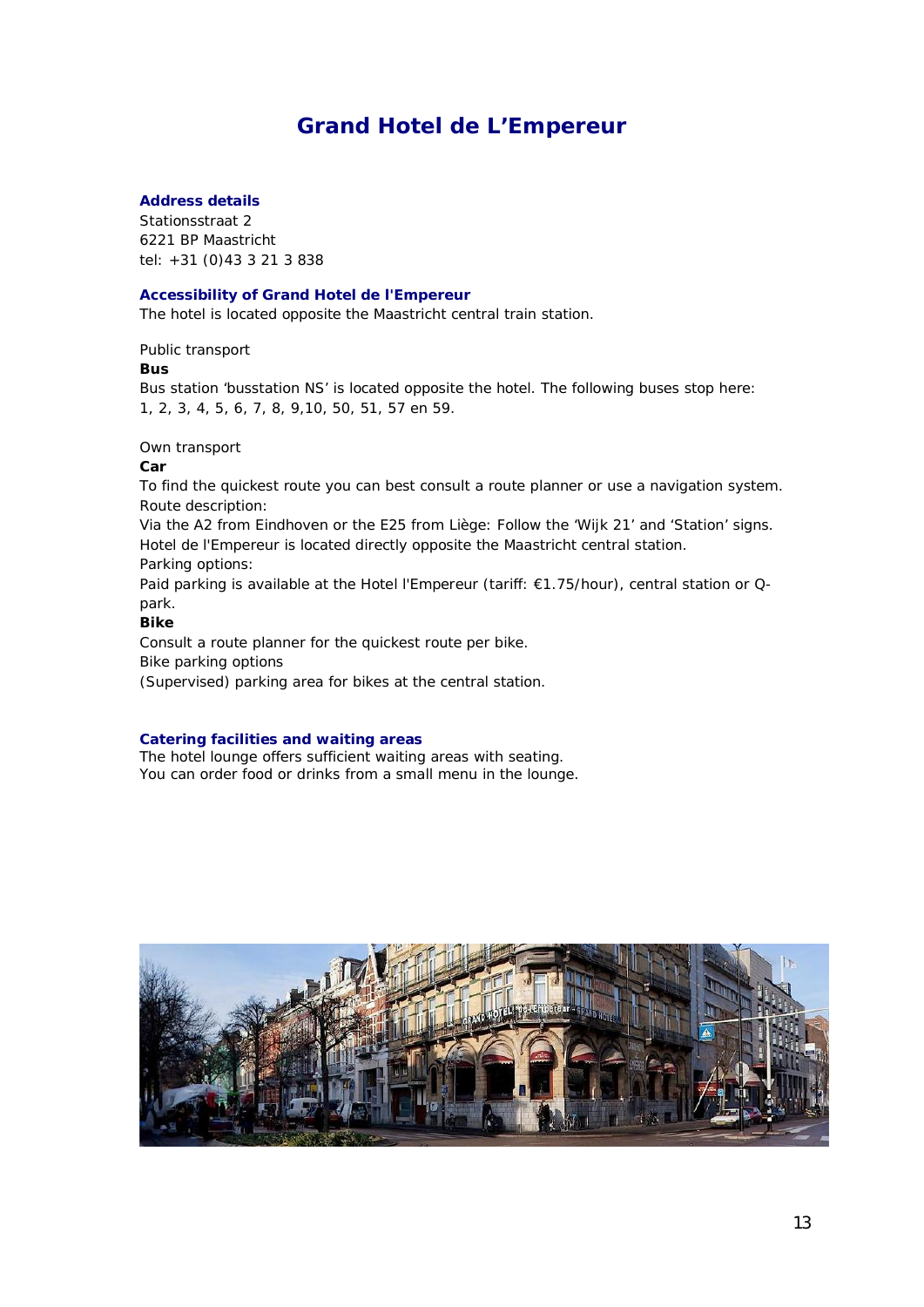# Grand Hotel de L'Empereur

### Address details

Stationsstraat 2
6221 BP Maastricht
tel: +31 (0)43 3 21 3 838

### Accessibility of Grand Hotel de l'Empereur

The hotel is located opposite the Maastricht central train station.

Public transport

**Bus**

Bus station 'busstation NS' is located opposite the hotel. The following buses stop here: 1, 2, 3, 4, 5, 6, 7, 8, 9,10, 50, 51, 57 en 59.

Own transport

**Car**

To find the quickest route you can best consult a route planner or use a navigation system.
Route description:
Via the A2 from Eindhoven or the E25 from Liège: Follow the 'Wijk 21' and 'Station' signs. Hotel de l'Empereur is located directly opposite the Maastricht central station.
Parking options:
Paid parking is available at the Hotel l'Empereur (tariff: €1.75/hour), central station or Q-park.

**Bike**

Consult a route planner for the quickest route per bike.
Bike parking options
(Supervised) parking area for bikes at the central station.

### Catering facilities and waiting areas

The hotel lounge offers sufficient waiting areas with seating.
You can order food or drinks from a small menu in the lounge.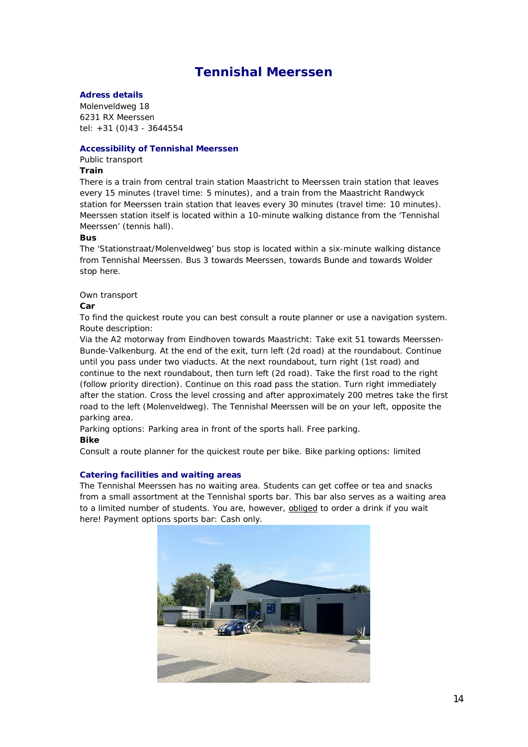# Tennishal Meerssen

### Adress details

Molenveldweg 18
6231 RX Meerssen
tel: +31 (0)43 - 3644554

### Accessibility of Tennishal Meerssen

Public transport

**Train**

There is a train from central train station Maastricht to Meerssen train station that leaves every 15 minutes (travel time: 5 minutes), and a train from the Maastricht Randwyck station for Meerssen train station that leaves every 30 minutes (travel time: 10 minutes). Meerssen station itself is located within a 10-minute walking distance from the 'Tennishal Meerssen' (tennis hall).

**Bus**

The 'Stationstraat/Molenveldweg' bus stop is located within a six-minute walking distance from Tennishal Meerssen. Bus 3 towards Meerssen, towards Bunde and towards Wolder stop here.

Own transport

**Car**

To find the quickest route you can best consult a route planner or use a navigation system.
Route description:
Via the A2 motorway from Eindhoven towards Maastricht: Take exit 51 towards Meerssen-Bunde-Valkenburg. At the end of the exit, turn left (2d road) at the roundabout. Continue until you pass under two viaducts. At the next roundabout, turn right (1st road) and continue to the next roundabout, then turn left (2d road). Take the first road to the right (follow priority direction). Continue on this road pass the station. Turn right immediately after the station. Cross the level crossing and after approximately 200 metres take the first road to the left (Molenveldweg). The Tennishal Meerssen will be on your left, opposite the parking area.
Parking options: Parking area in front of the sports hall. Free parking.

**Bike**

Consult a route planner for the quickest route per bike. Bike parking options: limited

### Catering facilities and waiting areas

The Tennishal Meerssen has no waiting area. Students can get coffee or tea and snacks from a small assortment at the Tennishal sports bar. This bar also serves as a waiting area to a limited number of students. You are, however, obliged to order a drink if you wait here! Payment options sports bar: Cash only.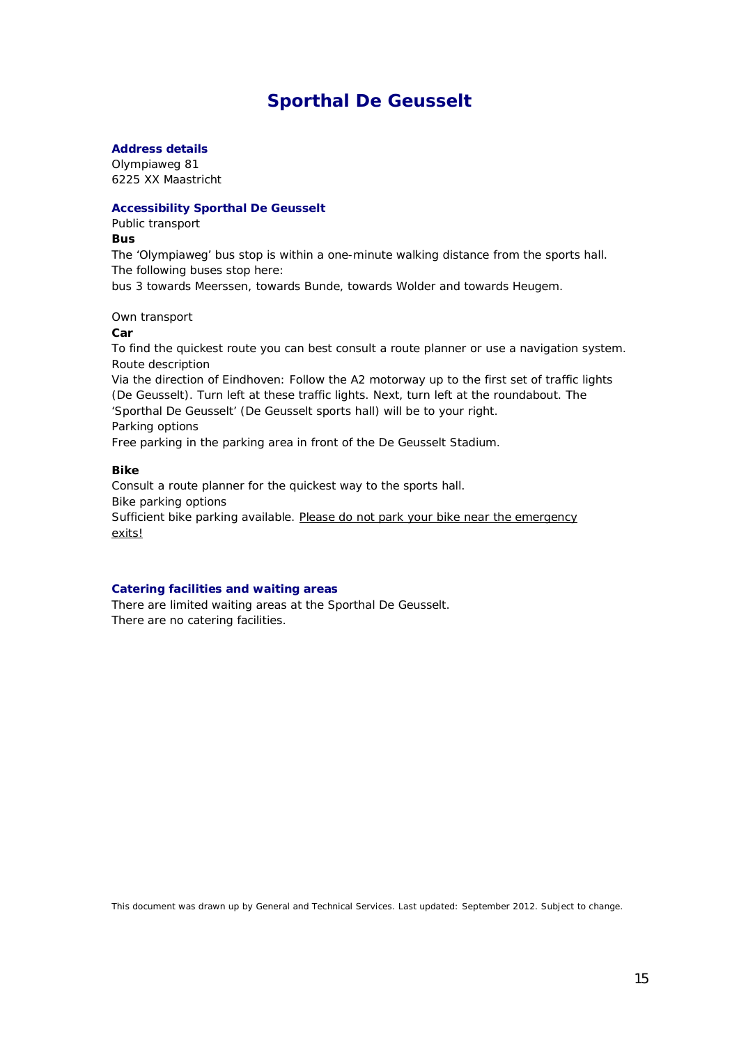# Sporthal De Geusselt

### Address details

Olympiaweg 81
6225 XX Maastricht

### Accessibility Sporthal De Geusselt

Public transport

**Bus**

The 'Olympiaweg' bus stop is within a one-minute walking distance from the sports hall. The following buses stop here:
bus 3 towards Meerssen, towards Bunde, towards Wolder and towards Heugem.

Own transport

**Car**

To find the quickest route you can best consult a route planner or use a navigation system.
Route description
Via the direction of Eindhoven: Follow the A2 motorway up to the first set of traffic lights (De Geusselt). Turn left at these traffic lights. Next, turn left at the roundabout. The 'Sporthal De Geusselt' (De Geusselt sports hall) will be to your right.
Parking options
Free parking in the parking area in front of the De Geusselt Stadium.

**Bike**

Consult a route planner for the quickest way to the sports hall.
Bike parking options
Sufficient bike parking available. Please do not park your bike near the emergency exits!

### Catering facilities and waiting areas

There are limited waiting areas at the Sporthal De Geusselt.
There are no catering facilities.

This document was drawn up by General and Technical Services. Last updated: September 2012. Subject to change.